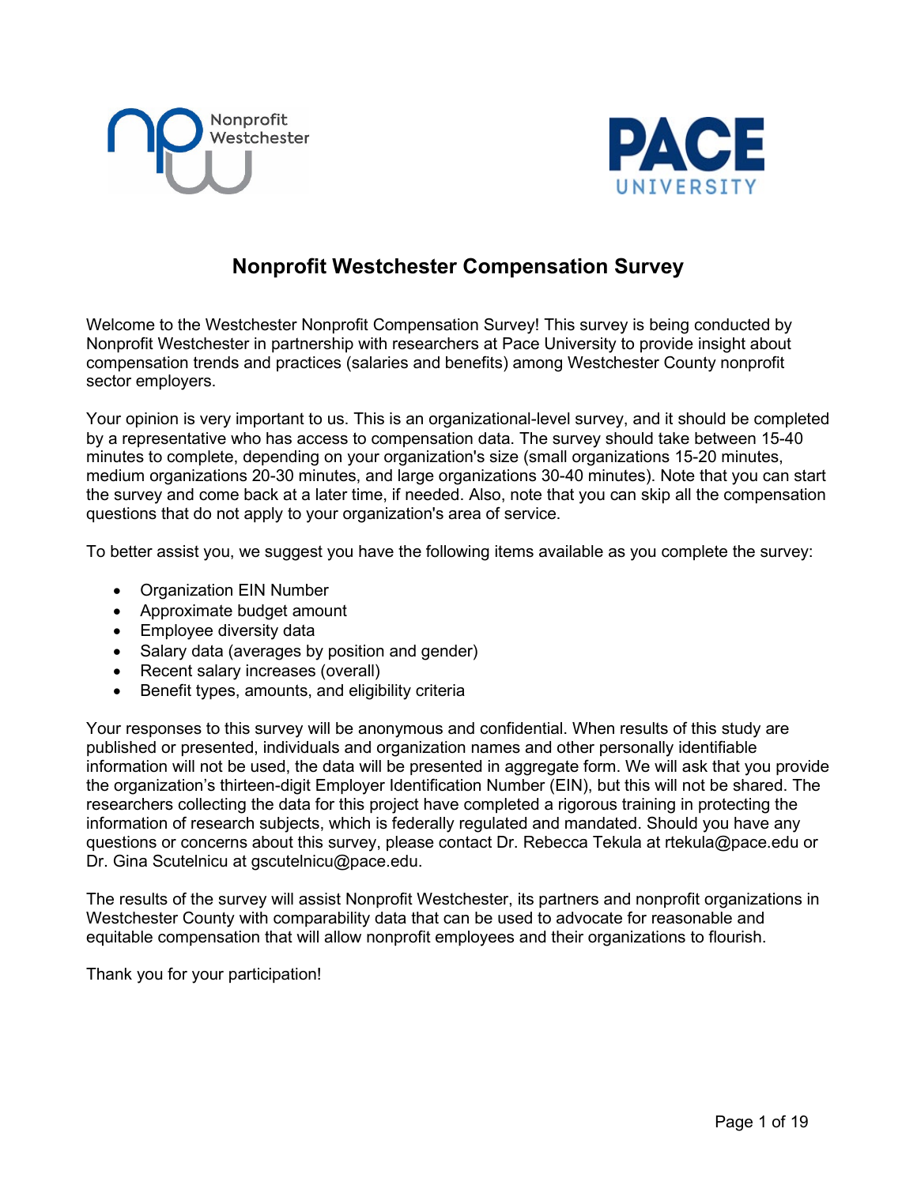# Nonprofit Westchester Compensation Survey

Welcome to the Westchester Nonprofit Compensation Survey! This survey is being conducted by Nonprofit Westchester in partnership with researchers at Pace University to provide insight about compensation trends and practices (salaries and benefits) among Westchester County nonprofit sector employers.

Your opinion is very important to us. This is an organizational-level survey, and it should be completed by a representative who has access to compensation data. The survey should take between 15-40 minutes to complete, depending on your organization's size (small organizations 15-20 minutes, medium organizations 20-30 minutes, and large organizations 30-40 minutes). Note that you can start the survey and come back at a later time, if needed. Also, note that you can skip all the compensation questions that do not apply to your organization's area of service.

To better assist you, we suggest you have the following items available as you complete the survey:

- Organization EIN Number
- Approximate budget amount
- Employee diversity data
- Salary data (averages by position and gender)
- Recent salary increases (overall)
- Benefit types, amounts, and eligibility criteria

Your responses to this survey will be anonymous and confidential. When results of this study are published or presented, individuals and organization names and other personally identifiable information will not be used, the data will be presented in aggregate form. We will ask that you provide the organization's thirteen-digit Employer Identification Number (EIN), but this will not be shared. The researchers collecting the data for this project have completed a rigorous training in protecting the information of research subjects, which is federally regulated and mandated. Should you have any questions or concerns about this survey, please contact Dr. Rebecca Tekula at rtekula@pace.edu or Dr. Gina Scutelnicu at gscutelnicu@pace.edu.

The results of the survey will assist Nonprofit Westchester, its partners and nonprofit organizations in Westchester County with comparability data that can be used to advocate for reasonable and equitable compensation that will allow nonprofit employees and their organizations to flourish.

Thank you for your participation!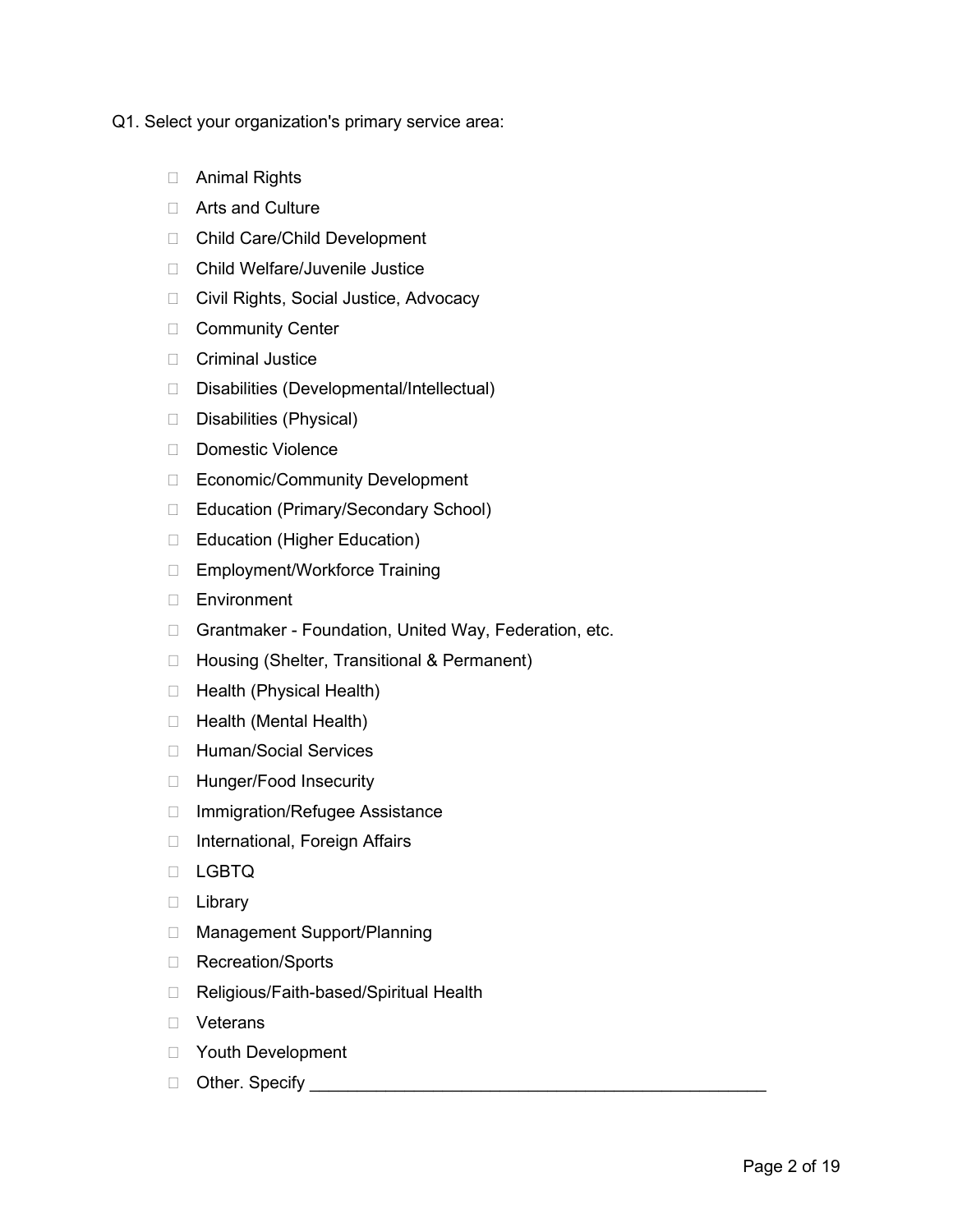Q1. Select your organization's primary service area:

- ☐ Animal Rights
- ☐ Arts and Culture
- ☐ Child Care/Child Development
- ☐ Child Welfare/Juvenile Justice
- ☐ Civil Rights, Social Justice, Advocacy
- ☐ Community Center
- ☐ Criminal Justice
- ☐ Disabilities (Developmental/Intellectual)
- ☐ Disabilities (Physical)
- ☐ Domestic Violence
- ☐ Economic/Community Development
- ☐ Education (Primary/Secondary School)
- ☐ Education (Higher Education)
- ☐ Employment/Workforce Training
- ☐ Environment
- ☐ Grantmaker - Foundation, United Way, Federation, etc.
- ☐ Housing (Shelter, Transitional & Permanent)
- ☐ Health (Physical Health)
- ☐ Health (Mental Health)
- ☐ Human/Social Services
- ☐ Hunger/Food Insecurity
- ☐ Immigration/Refugee Assistance
- ☐ International, Foreign Affairs
- ☐ LGBTQ
- ☐ Library
- ☐ Management Support/Planning
- ☐ Recreation/Sports
- ☐ Religious/Faith-based/Spiritual Health
- ☐ Veterans
- ☐ Youth Development
- ☐ Other. Specify ________________________________________________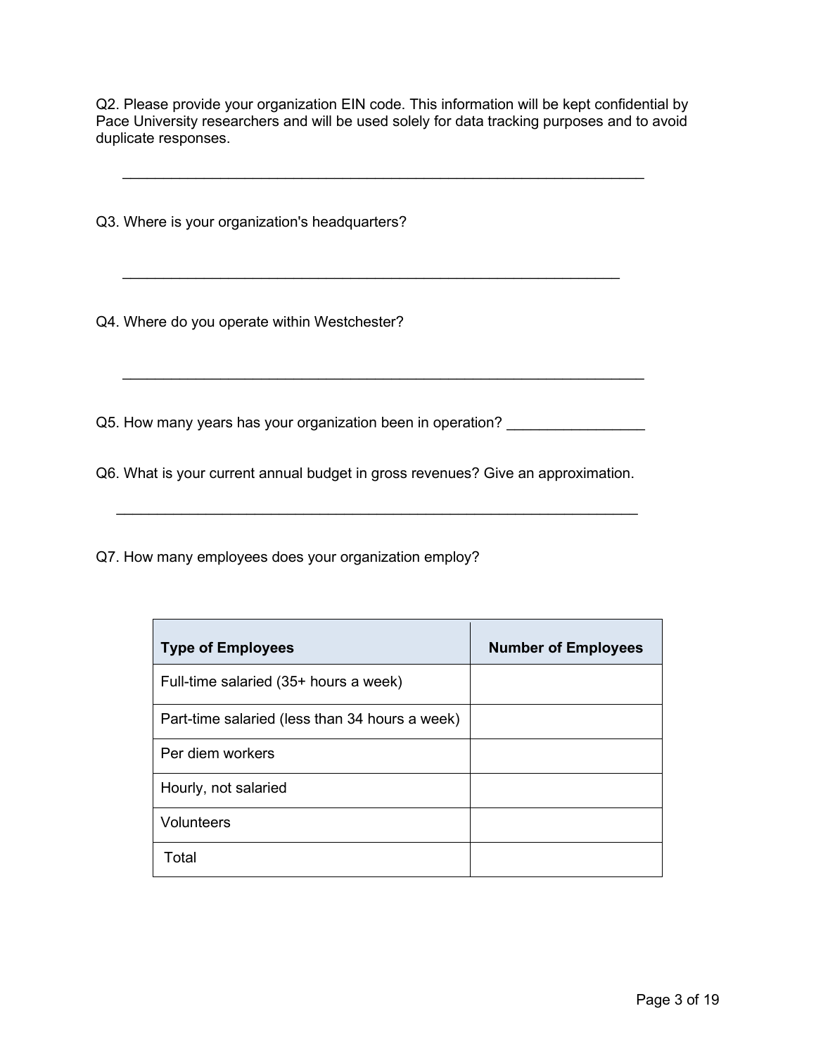Q2. Please provide your organization EIN code. This information will be kept confidential by Pace University researchers and will be used solely for data tracking purposes and to avoid duplicate responses.

_______________________________________________________________

Q3. Where is your organization's headquarters?

____________________________________________________________

Q4. Where do you operate within Westchester?

_______________________________________________________________

Q5. How many years has your organization been in operation? _________________

Q6. What is your current annual budget in gross revenues? Give an approximation.

_______________________________________________________________

Q7. How many employees does your organization employ?

| Type of Employees | Number of Employees |
| --- | --- |
| Full-time salaried (35+ hours a week) | |
| Part-time salaried (less than 34 hours a week) | |
| Per diem workers | |
| Hourly, not salaried | |
| Volunteers | |
| Total | |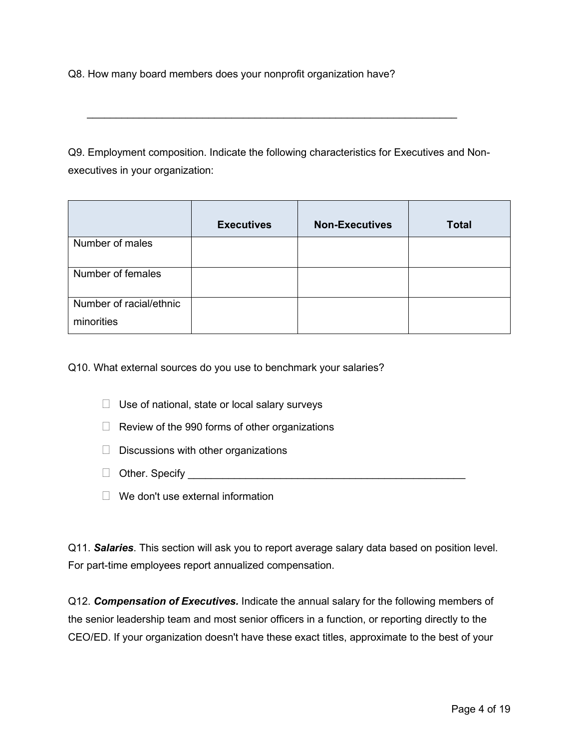Q8. How many board members does your nonprofit organization have?

\_\_\_\_\_\_\_\_\_\_\_\_\_\_\_\_\_\_\_\_\_\_\_\_\_\_\_\_\_\_\_\_\_\_\_\_\_\_\_\_\_\_\_\_\_\_\_\_\_\_\_\_\_\_\_\_\_\_\_\_\_\_\_\_

Q9. Employment composition. Indicate the following characteristics for Executives and Non-executives in your organization:

| | Executives | Non-Executives | Total |
|---|---|---|---|
| Number of males | | | |
| Number of females | | | |
| Number of racial/ethnic minorities | | | |

Q10. What external sources do you use to benchmark your salaries?

- ☐ Use of national, state or local salary surveys
- ☐ Review of the 990 forms of other organizations
- ☐ Discussions with other organizations
- ☐ Other. Specify \_\_\_\_\_\_\_\_\_\_\_\_\_\_\_\_\_\_\_\_\_\_\_\_\_\_\_\_\_\_\_\_\_\_\_\_\_\_\_\_\_\_\_\_\_\_\_\_
- ☐ We don't use external information

Q11. ***Salaries***. This section will ask you to report average salary data based on position level. For part-time employees report annualized compensation.

Q12. ***Compensation of Executives.*** Indicate the annual salary for the following members of the senior leadership team and most senior officers in a function, or reporting directly to the CEO/ED. If your organization doesn't have these exact titles, approximate to the best of your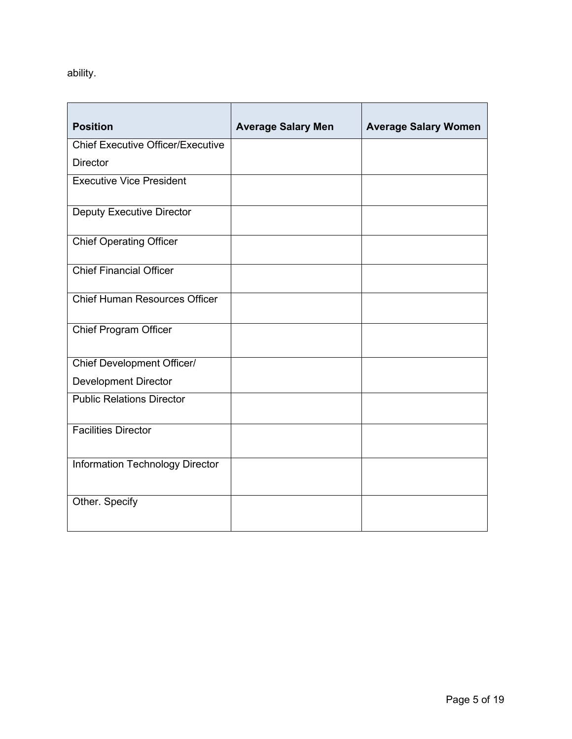ability.

| Position | Average Salary Men | Average Salary Women |
| --- | --- | --- |
| Chief Executive Officer/Executive Director | | |
| Executive Vice President | | |
| Deputy Executive Director | | |
| Chief Operating Officer | | |
| Chief Financial Officer | | |
| Chief Human Resources Officer | | |
| Chief Program Officer | | |
| Chief Development Officer/ Development Director | | |
| Public Relations Director | | |
| Facilities Director | | |
| Information Technology Director | | |
| Other. Specify | | |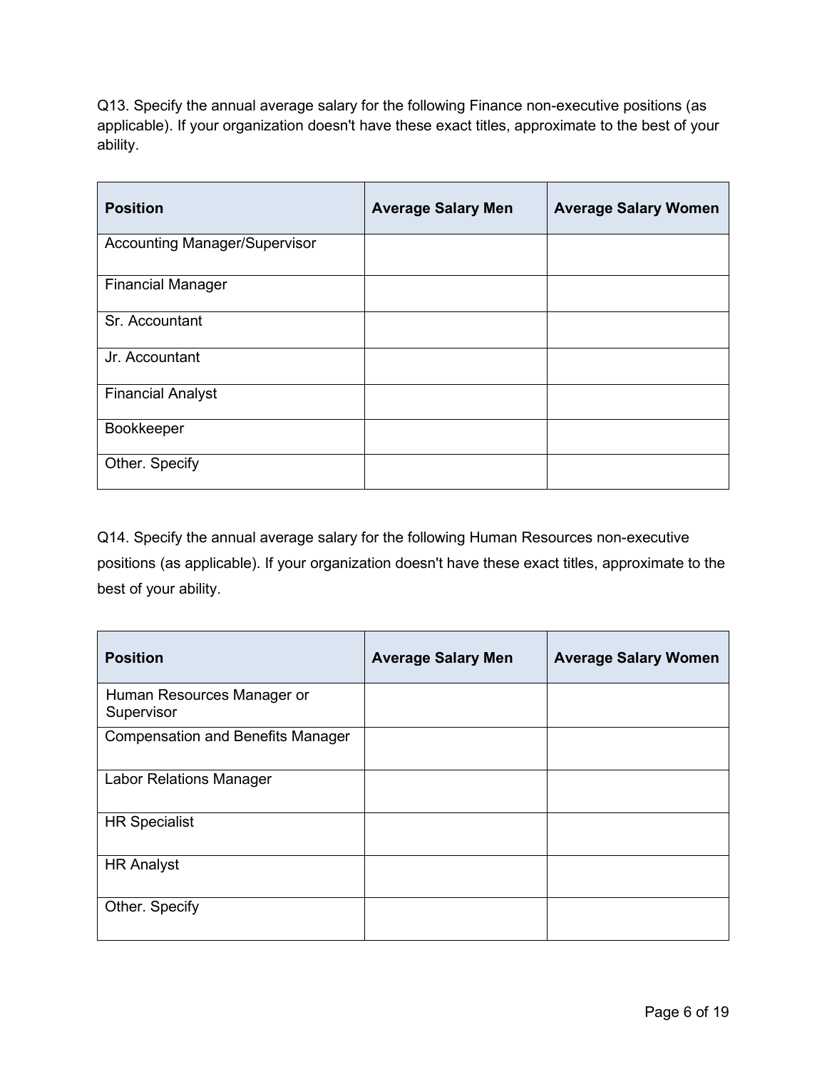Q13. Specify the annual average salary for the following Finance non-executive positions (as applicable). If your organization doesn't have these exact titles, approximate to the best of your ability.

| Position | Average Salary Men | Average Salary Women |
|---|---|---|
| Accounting Manager/Supervisor | | |
| Financial Manager | | |
| Sr. Accountant | | |
| Jr. Accountant | | |
| Financial Analyst | | |
| Bookkeeper | | |
| Other. Specify | | |

Q14. Specify the annual average salary for the following Human Resources non-executive positions (as applicable). If your organization doesn't have these exact titles, approximate to the best of your ability.

| Position | Average Salary Men | Average Salary Women |
|---|---|---|
| Human Resources Manager or Supervisor | | |
| Compensation and Benefits Manager | | |
| Labor Relations Manager | | |
| HR Specialist | | |
| HR Analyst | | |
| Other. Specify | | |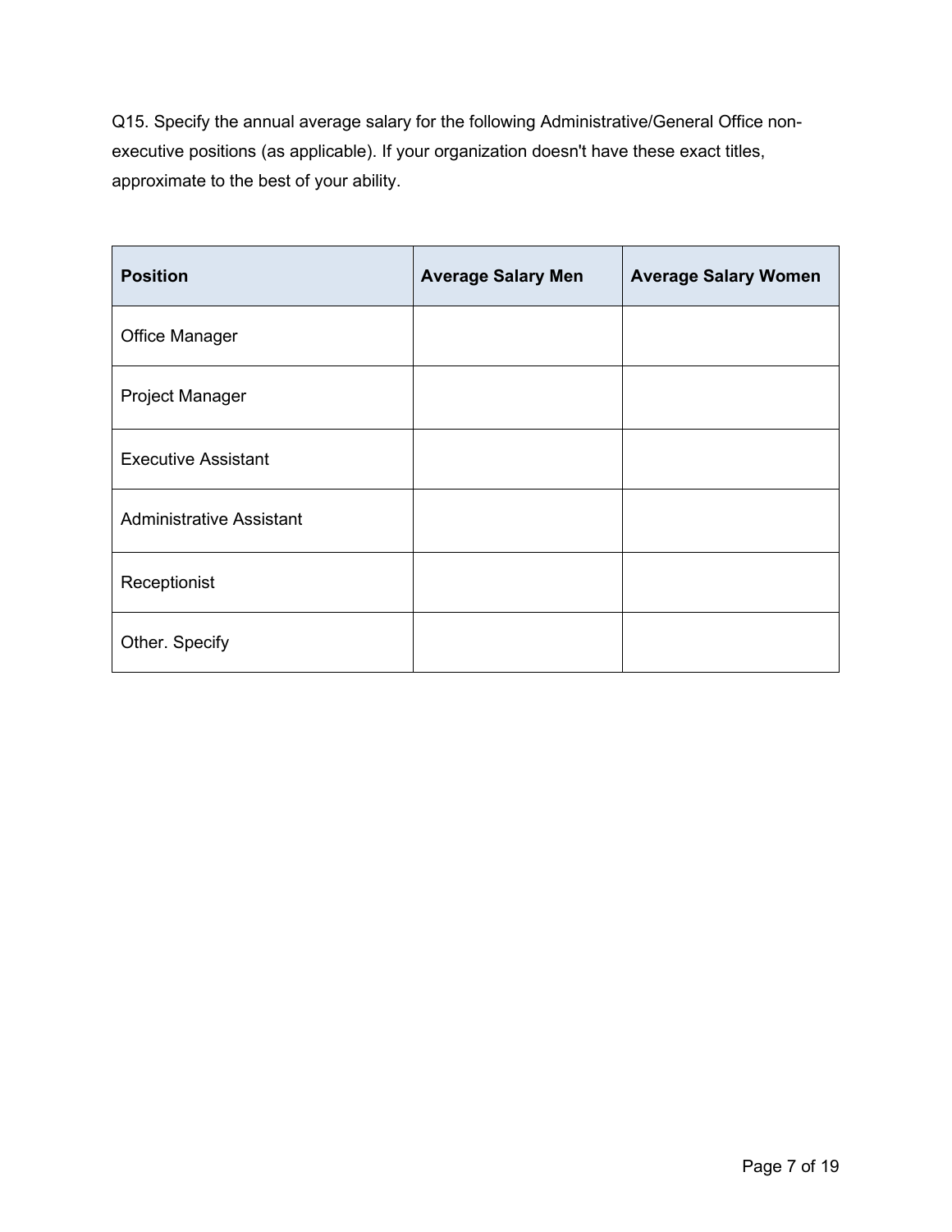Q15. Specify the annual average salary for the following Administrative/General Office non-executive positions (as applicable). If your organization doesn't have these exact titles, approximate to the best of your ability.

| Position | Average Salary Men | Average Salary Women |
| --- | --- | --- |
| Office Manager | | |
| Project Manager | | |
| Executive Assistant | | |
| Administrative Assistant | | |
| Receptionist | | |
| Other. Specify | | |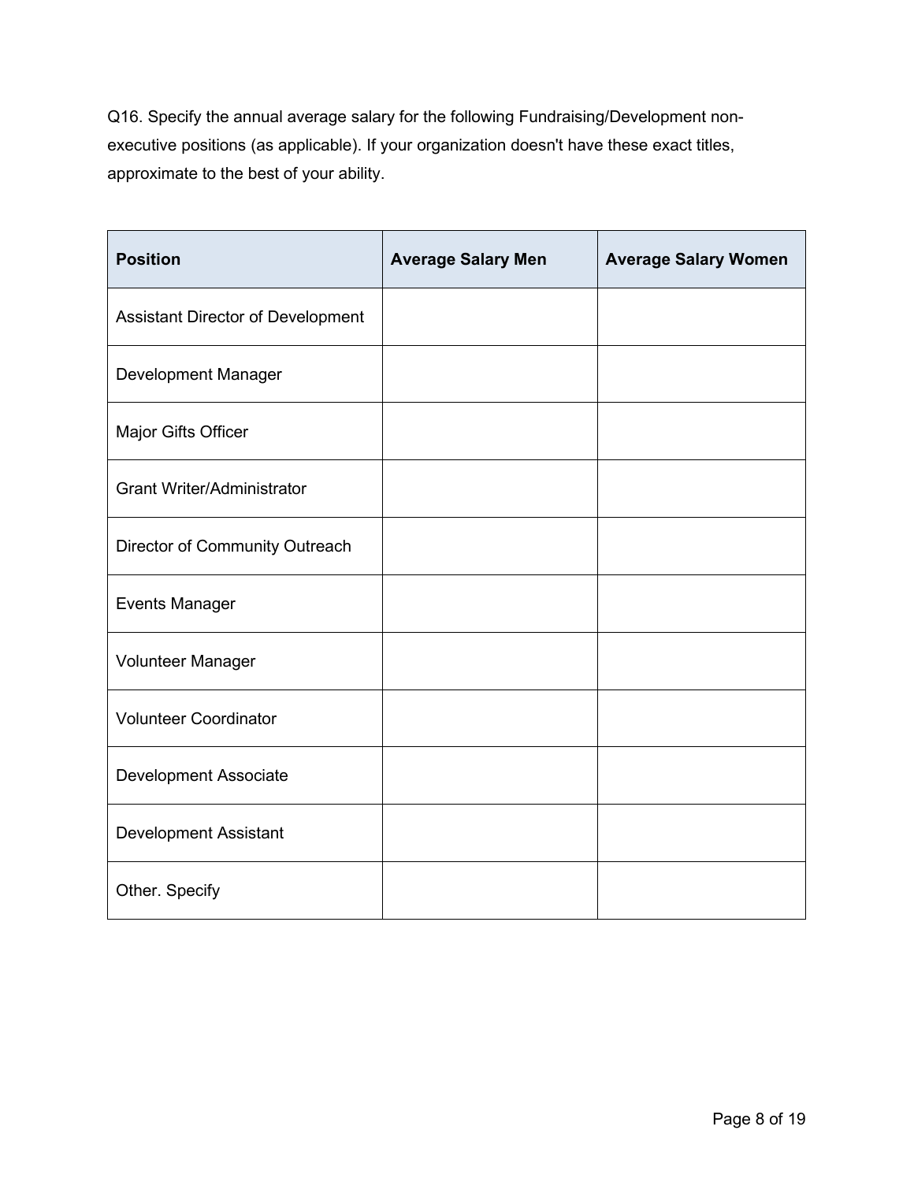Q16. Specify the annual average salary for the following Fundraising/Development non-executive positions (as applicable). If your organization doesn't have these exact titles, approximate to the best of your ability.

| Position | Average Salary Men | Average Salary Women |
| --- | --- | --- |
| Assistant Director of Development | | |
| Development Manager | | |
| Major Gifts Officer | | |
| Grant Writer/Administrator | | |
| Director of Community Outreach | | |
| Events Manager | | |
| Volunteer Manager | | |
| Volunteer Coordinator | | |
| Development Associate | | |
| Development Assistant | | |
| Other. Specify | | |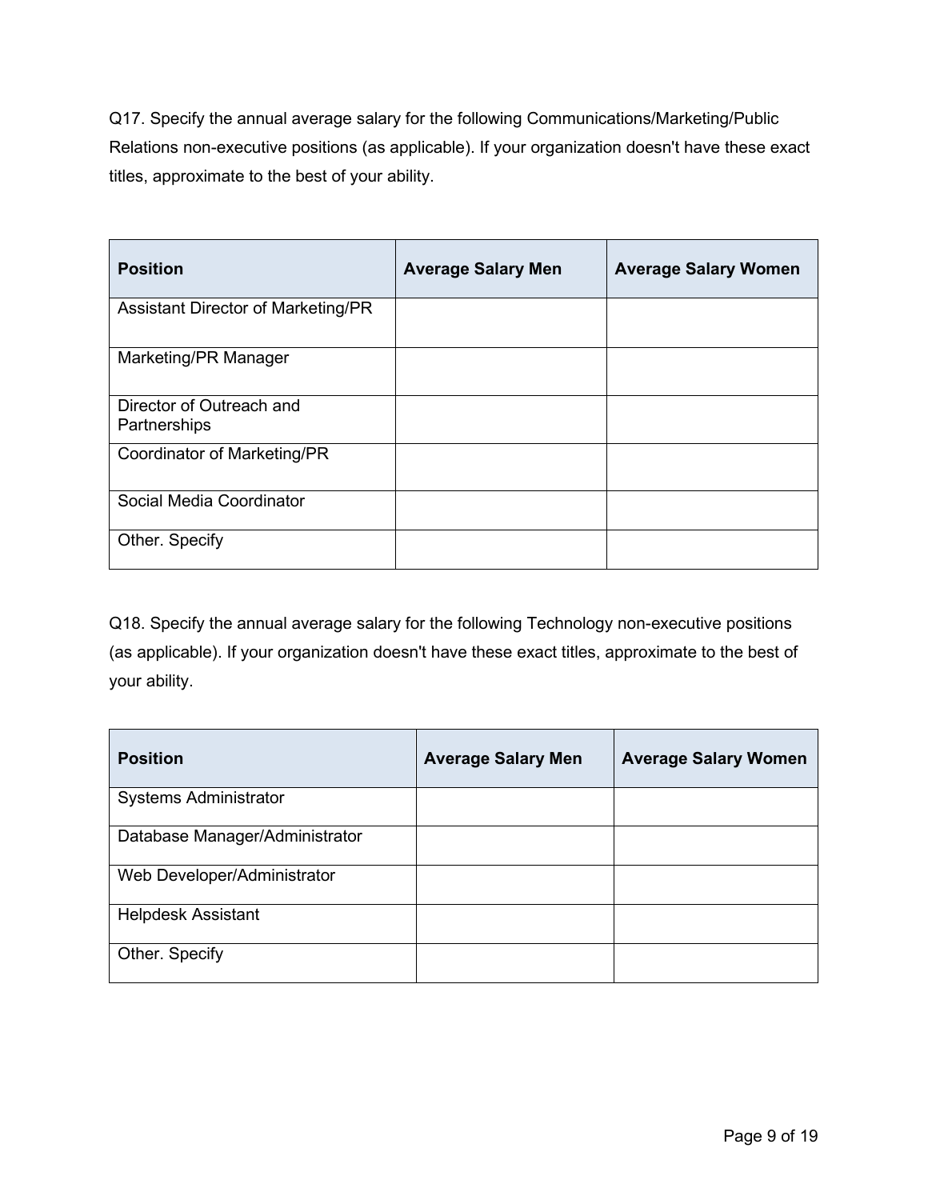Q17. Specify the annual average salary for the following Communications/Marketing/Public Relations non-executive positions (as applicable). If your organization doesn't have these exact titles, approximate to the best of your ability.

| Position | Average Salary Men | Average Salary Women |
|---|---|---|
| Assistant Director of Marketing/PR | | |
| Marketing/PR Manager | | |
| Director of Outreach and Partnerships | | |
| Coordinator of Marketing/PR | | |
| Social Media Coordinator | | |
| Other. Specify | | |

Q18. Specify the annual average salary for the following Technology non-executive positions (as applicable). If your organization doesn't have these exact titles, approximate to the best of your ability.

| Position | Average Salary Men | Average Salary Women |
|---|---|---|
| Systems Administrator | | |
| Database Manager/Administrator | | |
| Web Developer/Administrator | | |
| Helpdesk Assistant | | |
| Other. Specify | | |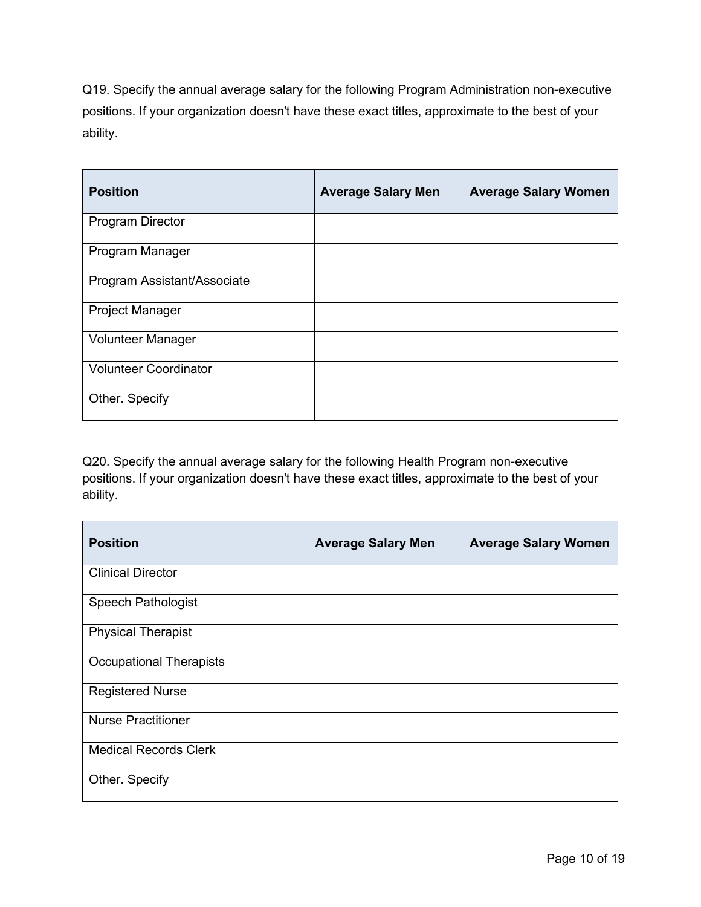Q19. Specify the annual average salary for the following Program Administration non-executive positions. If your organization doesn't have these exact titles, approximate to the best of your ability.

| Position | Average Salary Men | Average Salary Women |
|---|---|---|
| Program Director | | |
| Program Manager | | |
| Program Assistant/Associate | | |
| Project Manager | | |
| Volunteer Manager | | |
| Volunteer Coordinator | | |
| Other. Specify | | |

Q20. Specify the annual average salary for the following Health Program non-executive positions. If your organization doesn't have these exact titles, approximate to the best of your ability.

| Position | Average Salary Men | Average Salary Women |
|---|---|---|
| Clinical Director | | |
| Speech Pathologist | | |
| Physical Therapist | | |
| Occupational Therapists | | |
| Registered Nurse | | |
| Nurse Practitioner | | |
| Medical Records Clerk | | |
| Other. Specify | | |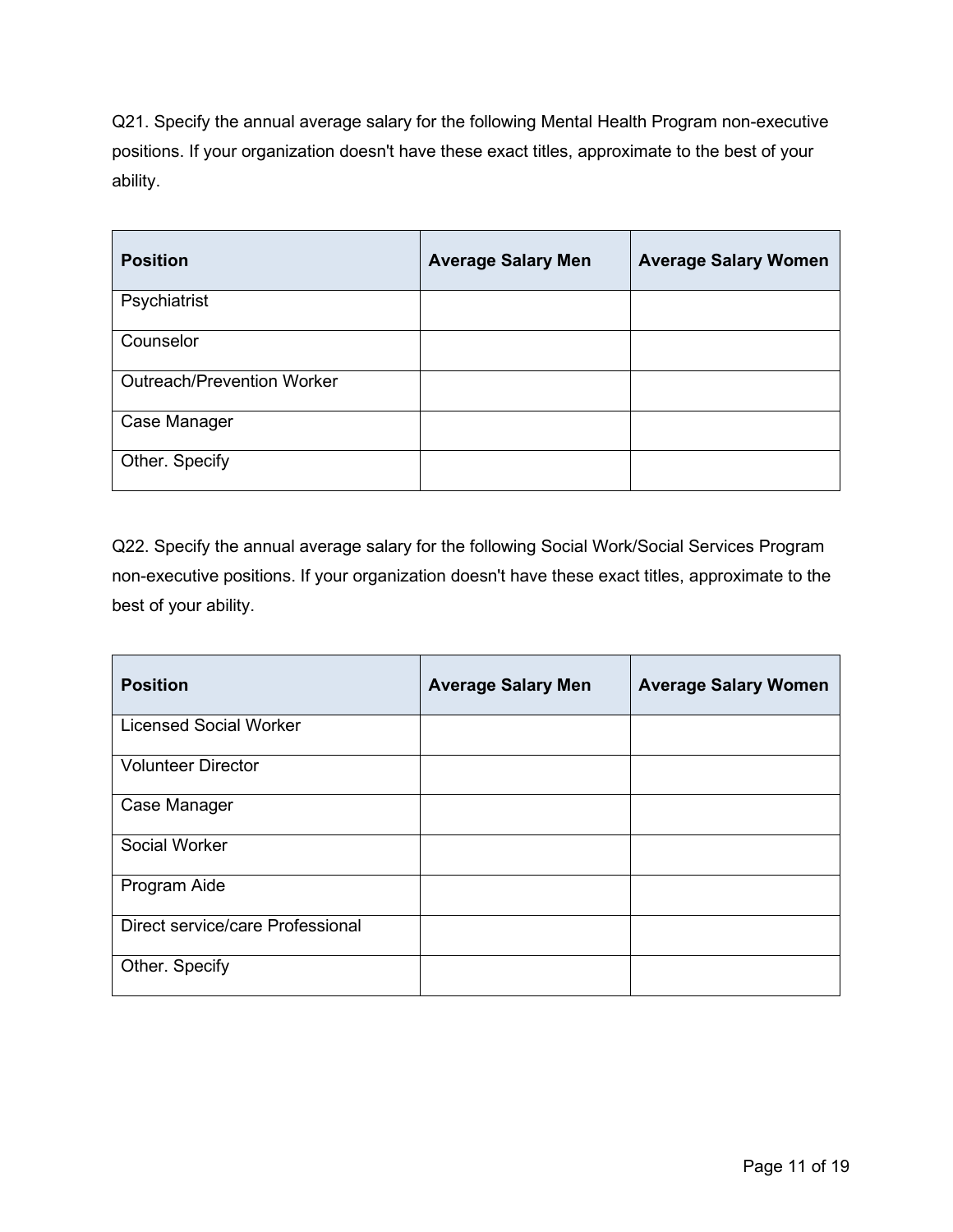Q21. Specify the annual average salary for the following Mental Health Program non-executive positions. If your organization doesn't have these exact titles, approximate to the best of your ability.

| Position | Average Salary Men | Average Salary Women |
|---|---|---|
| Psychiatrist | | |
| Counselor | | |
| Outreach/Prevention Worker | | |
| Case Manager | | |
| Other. Specify | | |

Q22. Specify the annual average salary for the following Social Work/Social Services Program non-executive positions. If your organization doesn't have these exact titles, approximate to the best of your ability.

| Position | Average Salary Men | Average Salary Women |
|---|---|---|
| Licensed Social Worker | | |
| Volunteer Director | | |
| Case Manager | | |
| Social Worker | | |
| Program Aide | | |
| Direct service/care Professional | | |
| Other. Specify | | |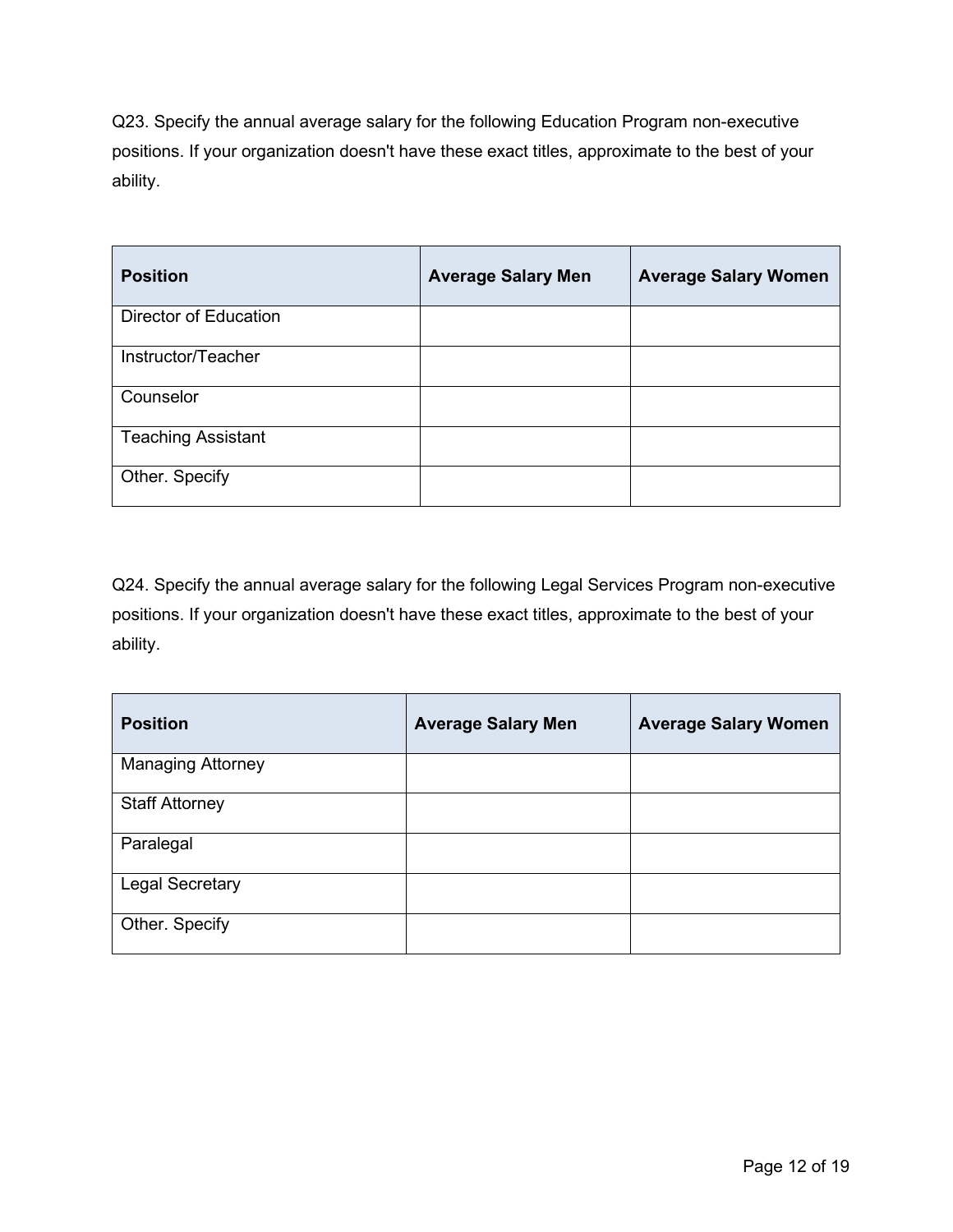Q23. Specify the annual average salary for the following Education Program non-executive positions. If your organization doesn't have these exact titles, approximate to the best of your ability.

| Position | Average Salary Men | Average Salary Women |
|---|---|---|
| Director of Education | | |
| Instructor/Teacher | | |
| Counselor | | |
| Teaching Assistant | | |
| Other. Specify | | |

Q24. Specify the annual average salary for the following Legal Services Program non-executive positions. If your organization doesn't have these exact titles, approximate to the best of your ability.

| Position | Average Salary Men | Average Salary Women |
|---|---|---|
| Managing Attorney | | |
| Staff Attorney | | |
| Paralegal | | |
| Legal Secretary | | |
| Other. Specify | | |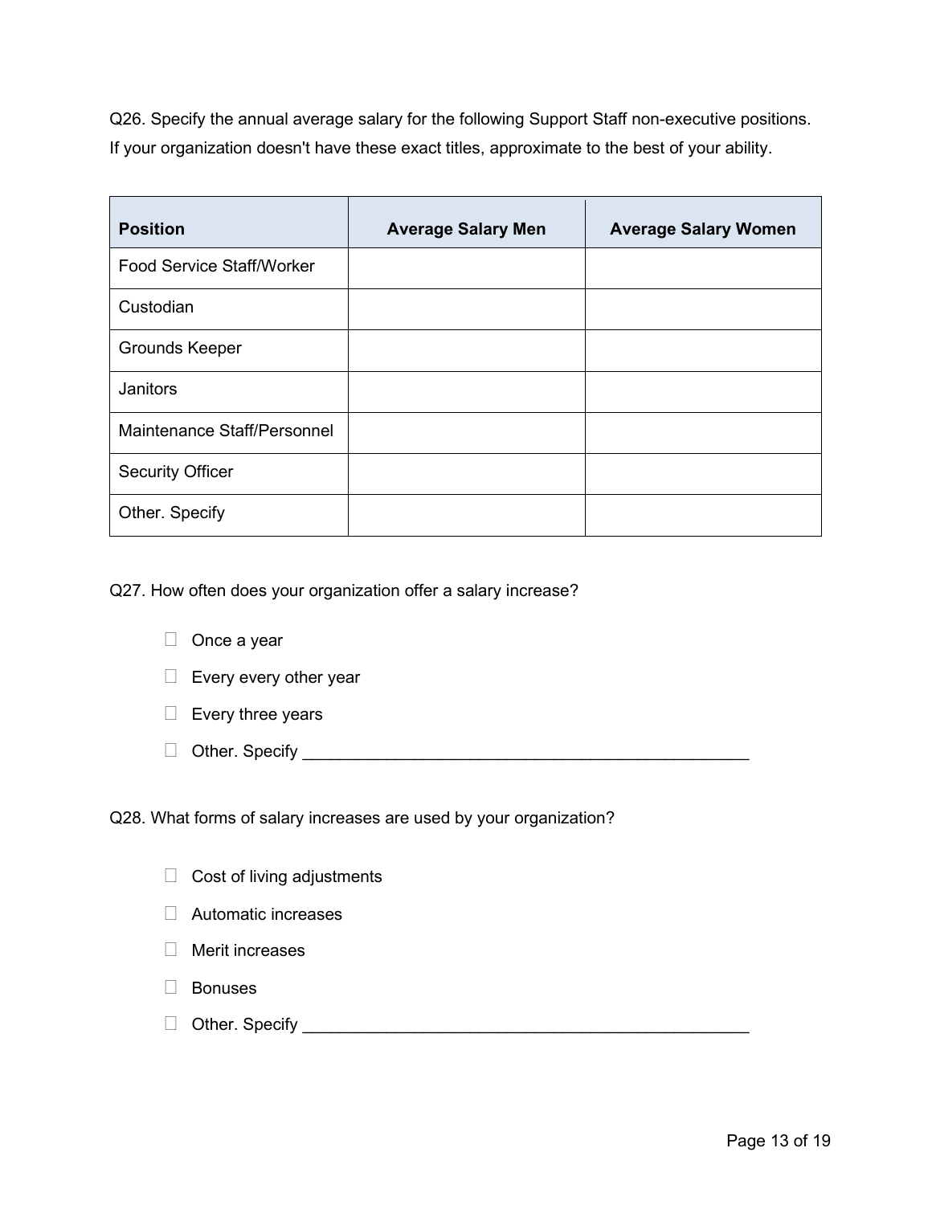Q26. Specify the annual average salary for the following Support Staff non-executive positions. If your organization doesn't have these exact titles, approximate to the best of your ability.

| **Position** | **Average Salary Men** | **Average Salary Women** |
| --- | --- | --- |
| Food Service Staff/Worker | | |
| Custodian | | |
| Grounds Keeper | | |
| Janitors | | |
| Maintenance Staff/Personnel | | |
| Security Officer | | |
| Other. Specify | | |

Q27. How often does your organization offer a salary increase?

- ☐ Once a year
- ☐ Every every other year
- ☐ Every three years
- ☐ Other. Specify __________________________________________________

Q28. What forms of salary increases are used by your organization?

- ☐ Cost of living adjustments
- ☐ Automatic increases
- ☐ Merit increases
- ☐ Bonuses
- ☐ Other. Specify __________________________________________________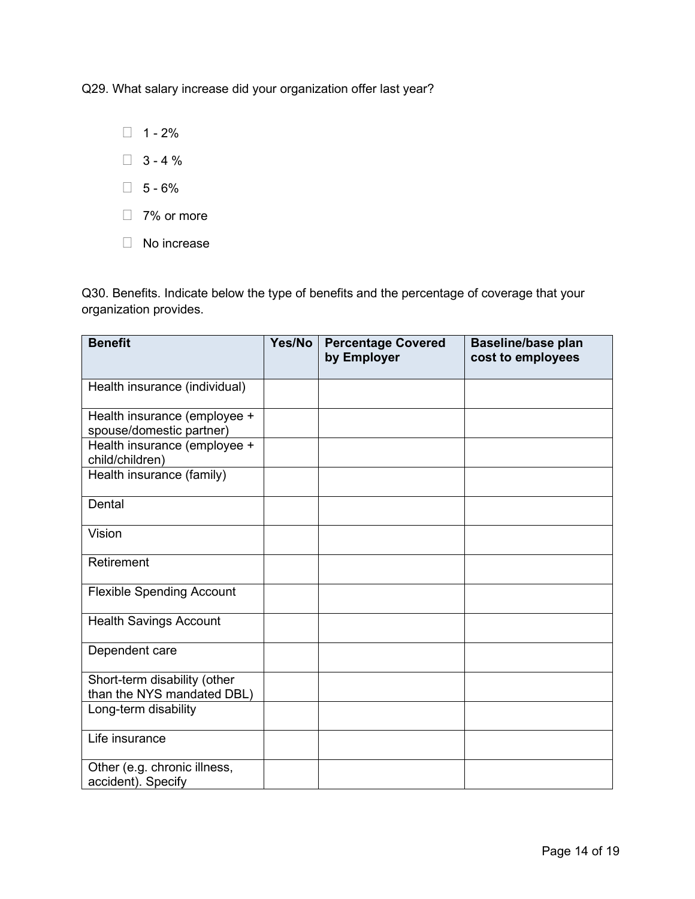Q29. What salary increase did your organization offer last year?

- ☐ 1 - 2%
- ☐ 3 - 4 %
- ☐ 5 - 6%
- ☐ 7% or more
- ☐ No increase

Q30. Benefits. Indicate below the type of benefits and the percentage of coverage that your organization provides.

| Benefit | Yes/No | Percentage Covered by Employer | Baseline/base plan cost to employees |
|---|---|---|---|
| Health insurance (individual) | | | |
| Health insurance (employee + spouse/domestic partner) | | | |
| Health insurance (employee + child/children) | | | |
| Health insurance (family) | | | |
| Dental | | | |
| Vision | | | |
| Retirement | | | |
| Flexible Spending Account | | | |
| Health Savings Account | | | |
| Dependent care | | | |
| Short-term disability (other than the NYS mandated DBL) | | | |
| Long-term disability | | | |
| Life insurance | | | |
| Other (e.g. chronic illness, accident). Specify | | | |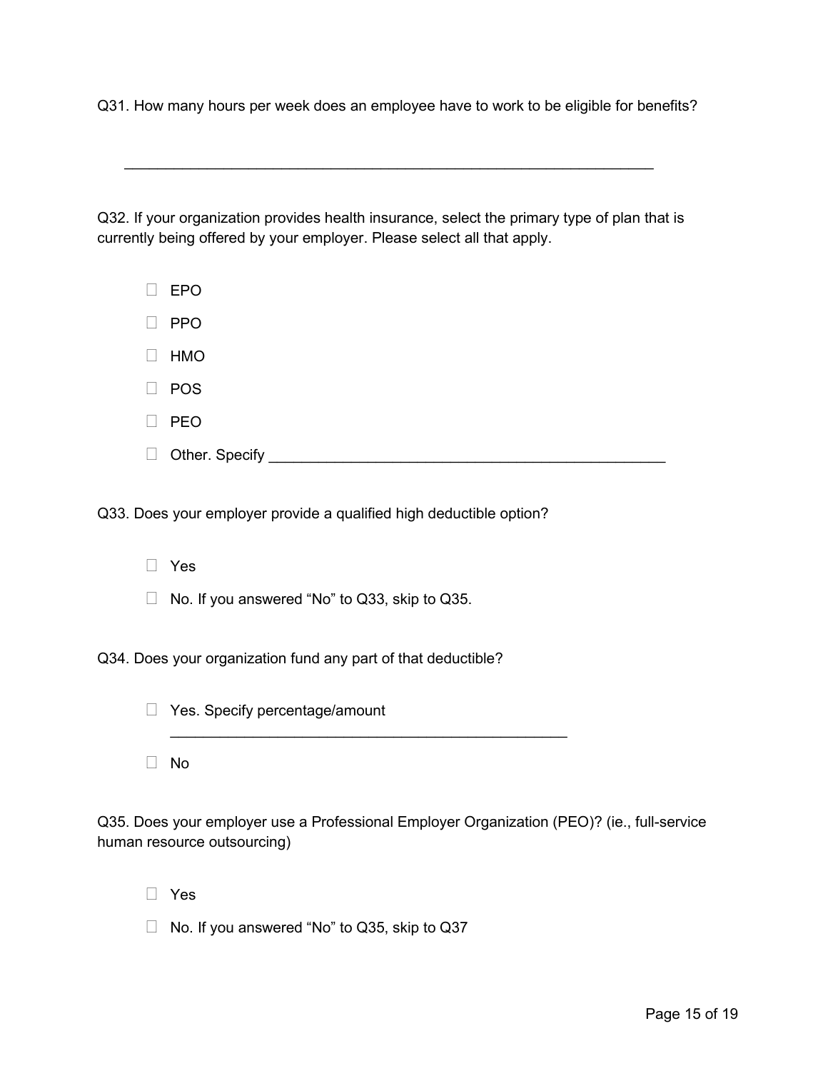Q31. How many hours per week does an employee have to work to be eligible for benefits?

_______________________________________________________________

Q32. If your organization provides health insurance, select the primary type of plan that is currently being offered by your employer. Please select all that apply.

- ☐ EPO
- ☐ PPO
- ☐ HMO
- ☐ POS
- ☐ PEO
- ☐ Other. Specify ____________________________________________

Q33. Does your employer provide a qualified high deductible option?

- ☐ Yes
- ☐ No. If you answered “No” to Q33, skip to Q35.

Q34. Does your organization fund any part of that deductible?

- ☐ Yes. Specify percentage/amount ____________________________________________
- ☐ No

Q35. Does your employer use a Professional Employer Organization (PEO)? (ie., full-service human resource outsourcing)

- ☐ Yes
- ☐ No. If you answered “No” to Q35, skip to Q37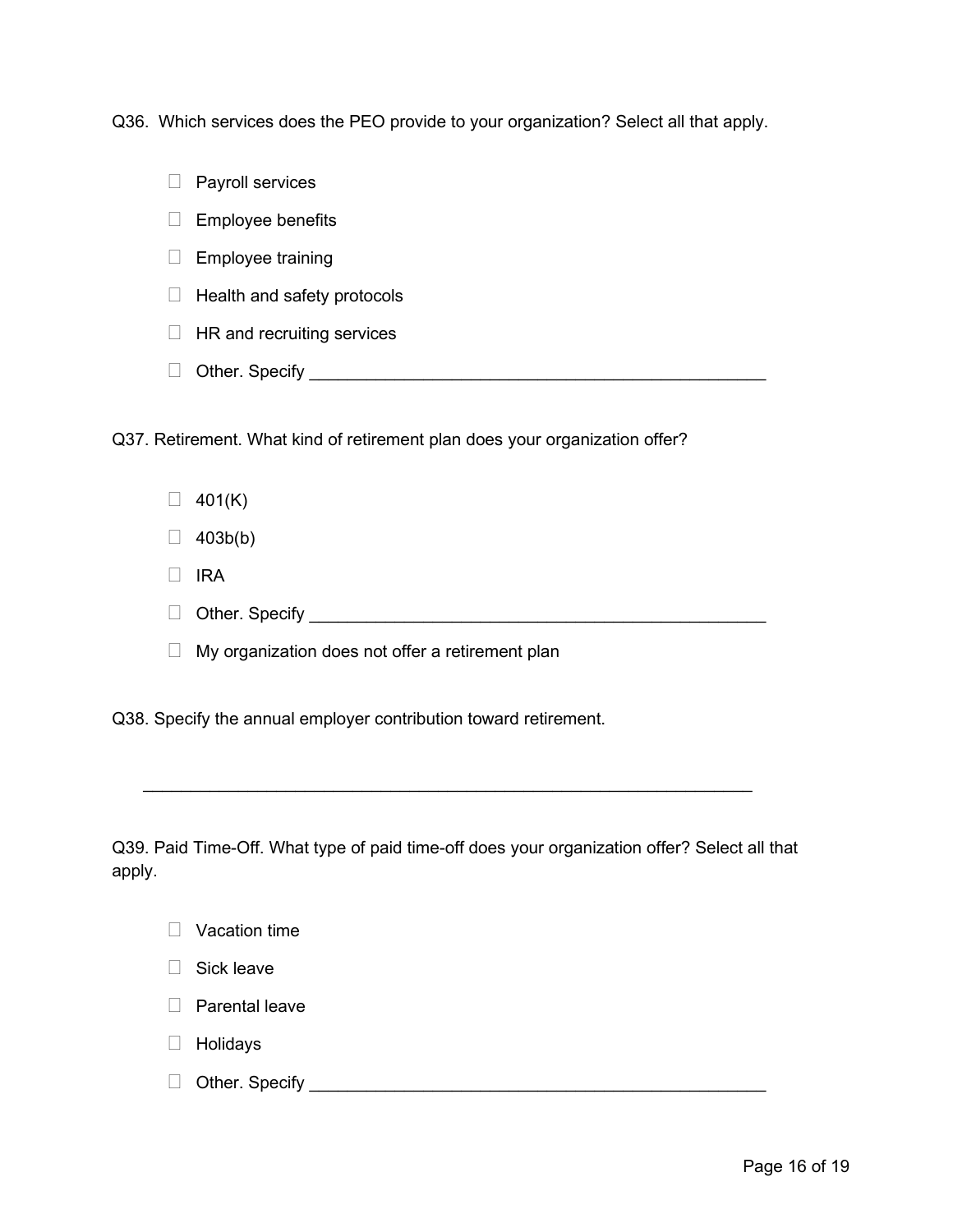Q36. Which services does the PEO provide to your organization? Select all that apply.

- ☐ Payroll services
- ☐ Employee benefits
- ☐ Employee training
- ☐ Health and safety protocols
- ☐ HR and recruiting services
- ☐ Other. Specify ___________________________________________________

Q37. Retirement. What kind of retirement plan does your organization offer?

- ☐ 401(K)
- ☐ 403b(b)
- ☐ IRA
- ☐ Other. Specify ___________________________________________________
- ☐ My organization does not offer a retirement plan

Q38. Specify the annual employer contribution toward retirement.

_________________________________________________________________

Q39. Paid Time-Off. What type of paid time-off does your organization offer? Select all that apply.

- ☐ Vacation time
- ☐ Sick leave
- ☐ Parental leave
- ☐ Holidays
- ☐ Other. Specify ___________________________________________________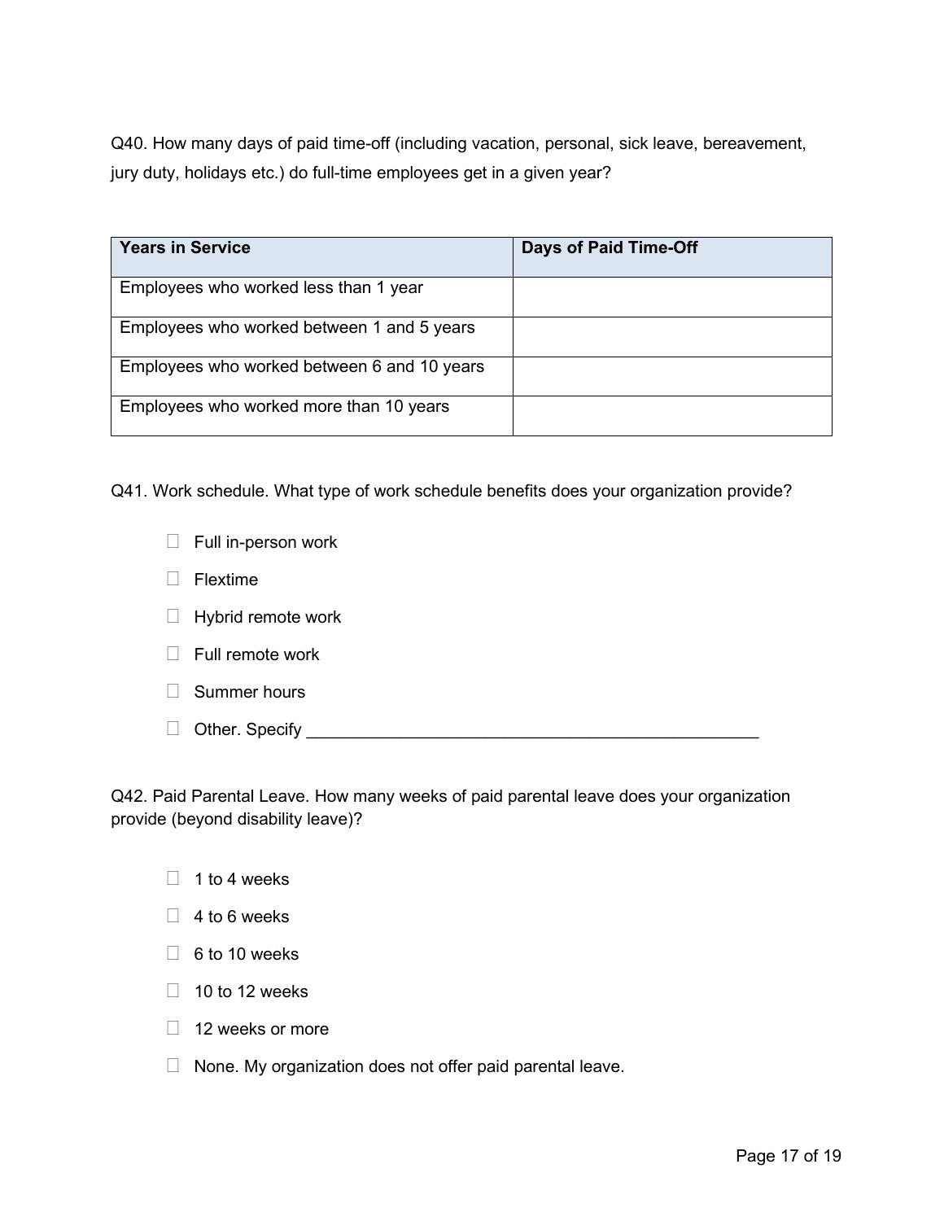Q40. How many days of paid time-off (including vacation, personal, sick leave, bereavement, jury duty, holidays etc.) do full-time employees get in a given year?

| Years in Service | Days of Paid Time-Off |
| --- | --- |
| Employees who worked less than 1 year | |
| Employees who worked between 1 and 5 years | |
| Employees who worked between 6 and 10 years | |
| Employees who worked more than 10 years | |

Q41. Work schedule. What type of work schedule benefits does your organization provide?

- ☐ Full in-person work
- ☐ Flextime
- ☐ Hybrid remote work
- ☐ Full remote work
- ☐ Summer hours
- ☐ Other. Specify ______________________________________________

Q42. Paid Parental Leave. How many weeks of paid parental leave does your organization provide (beyond disability leave)?

- ☐ 1 to 4 weeks
- ☐ 4 to 6 weeks
- ☐ 6 to 10 weeks
- ☐ 10 to 12 weeks
- ☐ 12 weeks or more
- ☐ None. My organization does not offer paid parental leave.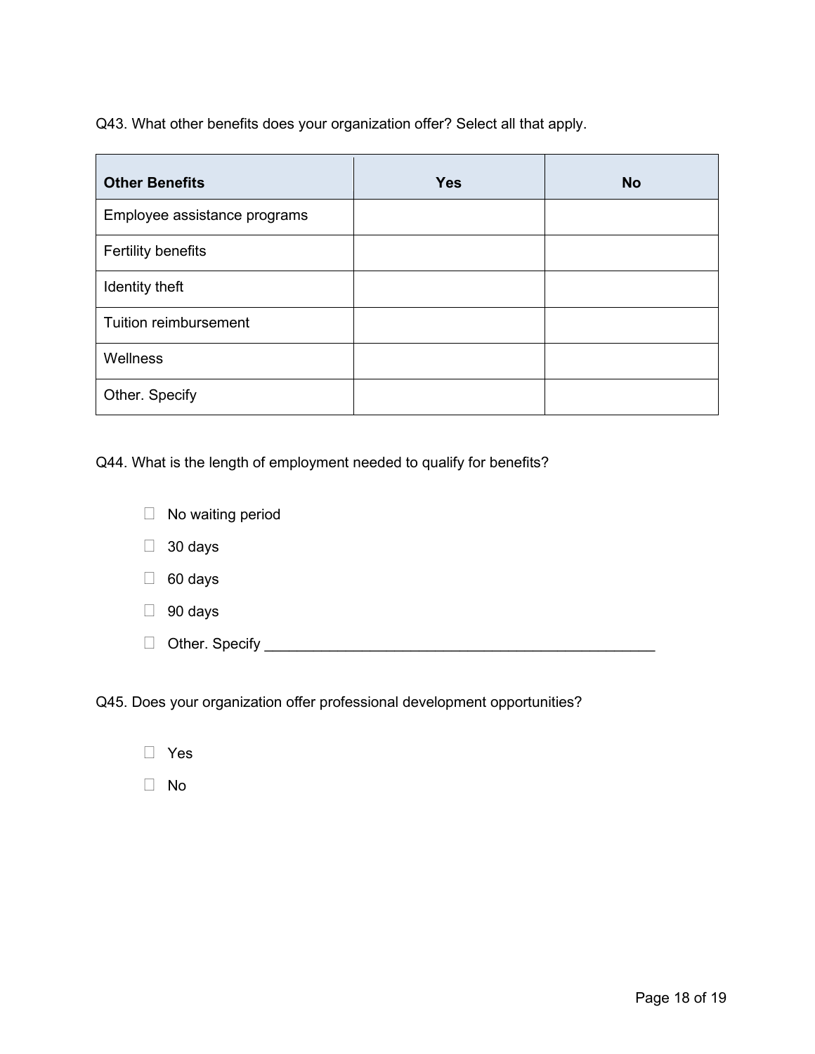Q43. What other benefits does your organization offer? Select all that apply.

| Other Benefits | Yes | No |
|---|---|---|
| Employee assistance programs | | |
| Fertility benefits | | |
| Identity theft | | |
| Tuition reimbursement | | |
| Wellness | | |
| Other. Specify | | |

Q44. What is the length of employment needed to qualify for benefits?

- ☐ No waiting period
- ☐ 30 days
- ☐ 60 days
- ☐ 90 days
- ☐ Other. Specify ________________________________________________

Q45. Does your organization offer professional development opportunities?

- ☐ Yes
- ☐ No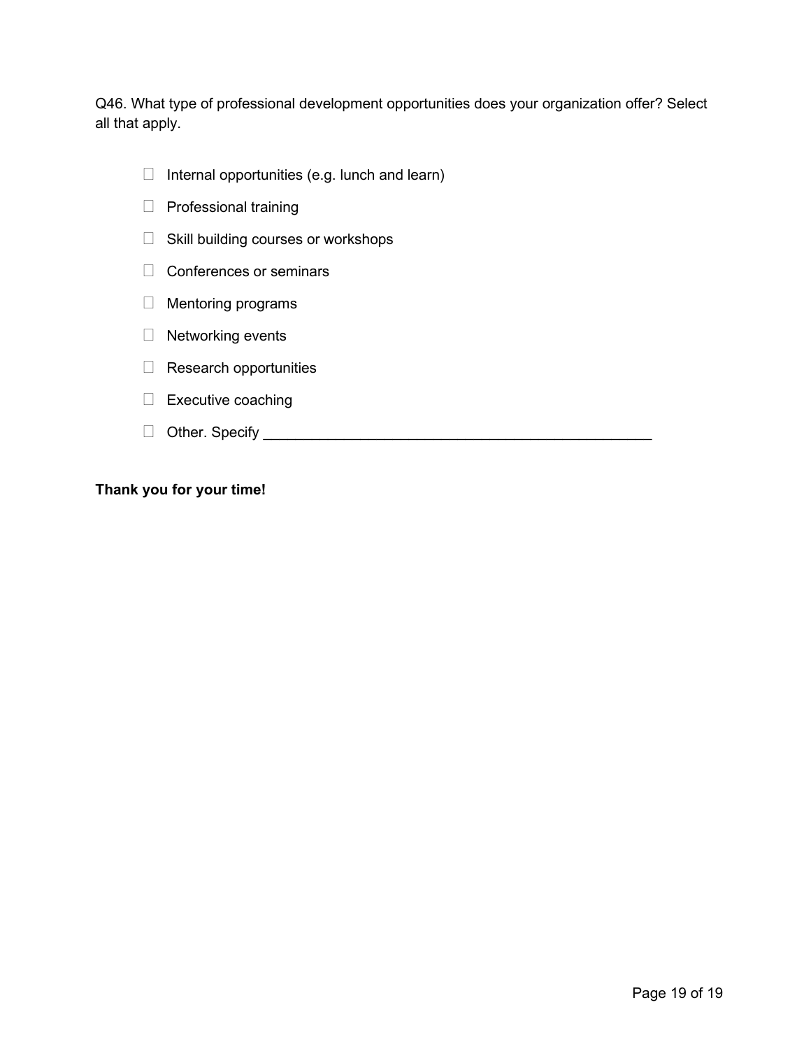Q46. What type of professional development opportunities does your organization offer? Select all that apply.

- ☐ Internal opportunities (e.g. lunch and learn)
- ☐ Professional training
- ☐ Skill building courses or workshops
- ☐ Conferences or seminars
- ☐ Mentoring programs
- ☐ Networking events
- ☐ Research opportunities
- ☐ Executive coaching
- ☐ Other. Specify ________________________________________________

**Thank you for your time!**